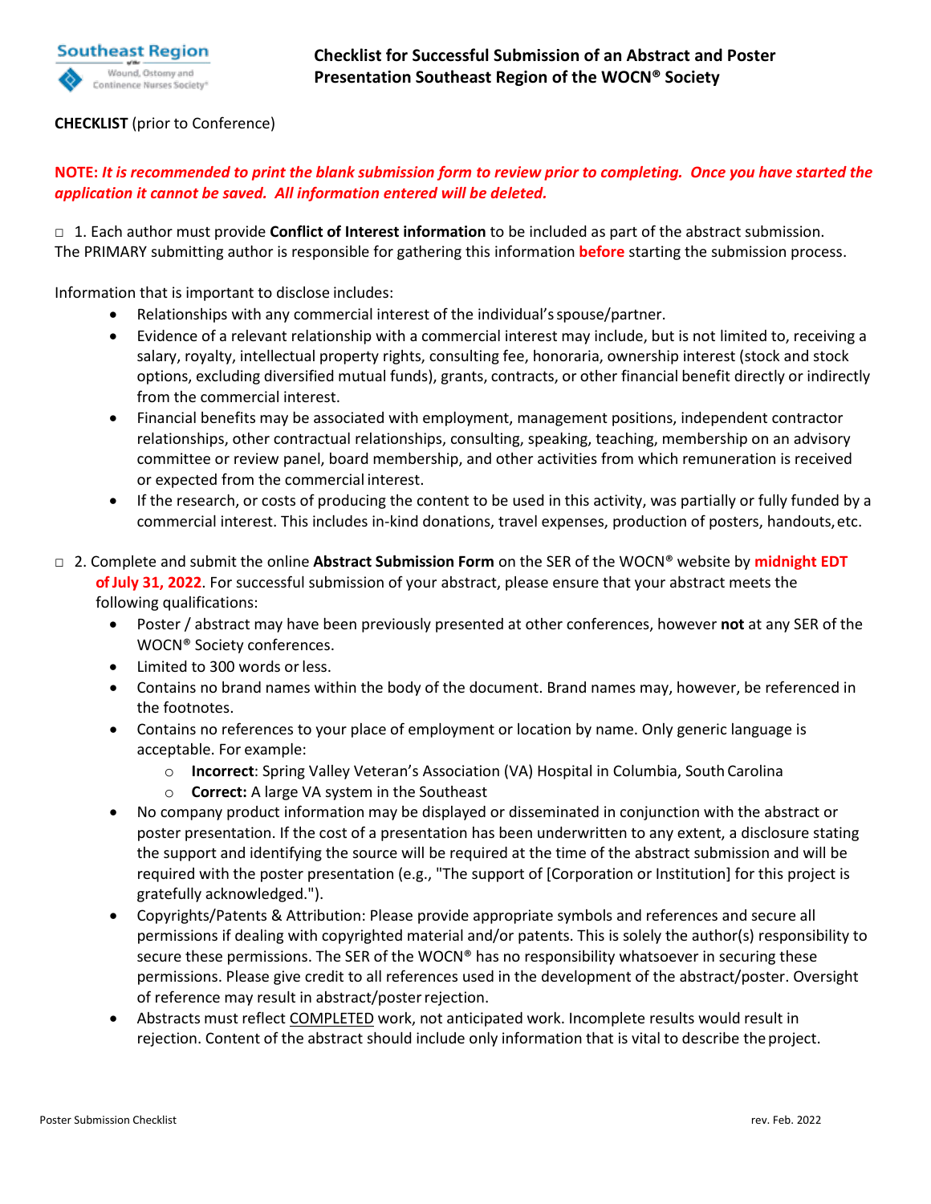# Checklist for Successful Submission of an Abstract and Poster Presentation Southeast Region of the WOCN® Society

**CHECKLIST** (prior to Conference)

**NOTE:** ***It is recommended to print the blank submission form to review prior to completing. Once you have started the application it cannot be saved. All information entered will be deleted.***

□ 1. Each author must provide **Conflict of Interest information** to be included as part of the abstract submission. The PRIMARY submitting author is responsible for gathering this information **before** starting the submission process.

Information that is important to disclose includes:

- Relationships with any commercial interest of the individual's spouse/partner.
- Evidence of a relevant relationship with a commercial interest may include, but is not limited to, receiving a salary, royalty, intellectual property rights, consulting fee, honoraria, ownership interest (stock and stock options, excluding diversified mutual funds), grants, contracts, or other financial benefit directly or indirectly from the commercial interest.
- Financial benefits may be associated with employment, management positions, independent contractor relationships, other contractual relationships, consulting, speaking, teaching, membership on an advisory committee or review panel, board membership, and other activities from which remuneration is received or expected from the commercial interest.
- If the research, or costs of producing the content to be used in this activity, was partially or fully funded by a commercial interest. This includes in-kind donations, travel expenses, production of posters, handouts, etc.

□ 2. Complete and submit the online **Abstract Submission Form** on the SER of the WOCN® website by **midnight EDT of July 31, 2022**. For successful submission of your abstract, please ensure that your abstract meets the following qualifications:

- Poster / abstract may have been previously presented at other conferences, however **not** at any SER of the WOCN® Society conferences.
- Limited to 300 words or less.
- Contains no brand names within the body of the document. Brand names may, however, be referenced in the footnotes.
- Contains no references to your place of employment or location by name. Only generic language is acceptable. For example:
  - **Incorrect**: Spring Valley Veteran's Association (VA) Hospital in Columbia, South Carolina
  - **Correct:** A large VA system in the Southeast
- No company product information may be displayed or disseminated in conjunction with the abstract or poster presentation. If the cost of a presentation has been underwritten to any extent, a disclosure stating the support and identifying the source will be required at the time of the abstract submission and will be required with the poster presentation (e.g., "The support of [Corporation or Institution] for this project is gratefully acknowledged.").
- Copyrights/Patents & Attribution: Please provide appropriate symbols and references and secure all permissions if dealing with copyrighted material and/or patents. This is solely the author(s) responsibility to secure these permissions. The SER of the WOCN® has no responsibility whatsoever in securing these permissions. Please give credit to all references used in the development of the abstract/poster. Oversight of reference may result in abstract/poster rejection.
- Abstracts must reflect COMPLETED work, not anticipated work. Incomplete results would result in rejection. Content of the abstract should include only information that is vital to describe the project.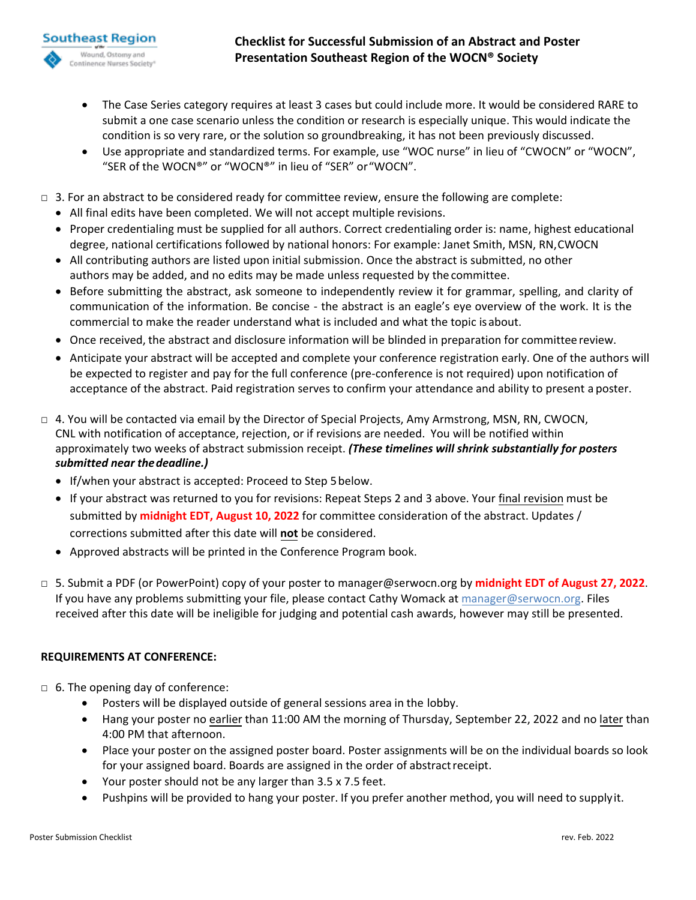- The Case Series category requires at least 3 cases but could include more. It would be considered RARE to submit a one case scenario unless the condition or research is especially unique. This would indicate the condition is so very rare, or the solution so groundbreaking, it has not been previously discussed.
- Use appropriate and standardized terms. For example, use "WOC nurse" in lieu of "CWOCN" or "WOCN", "SER of the WOCN®" or "WOCN®" in lieu of "SER" or "WOCN".

□ 3. For an abstract to be considered ready for committee review, ensure the following are complete:

- All final edits have been completed. We will not accept multiple revisions.
- Proper credentialing must be supplied for all authors. Correct credentialing order is: name, highest educational degree, national certifications followed by national honors: For example: Janet Smith, MSN, RN, CWOCN
- All contributing authors are listed upon initial submission. Once the abstract is submitted, no other authors may be added, and no edits may be made unless requested by the committee.
- Before submitting the abstract, ask someone to independently review it for grammar, spelling, and clarity of communication of the information. Be concise - the abstract is an eagle's eye overview of the work. It is the commercial to make the reader understand what is included and what the topic is about.
- Once received, the abstract and disclosure information will be blinded in preparation for committee review.
- Anticipate your abstract will be accepted and complete your conference registration early. One of the authors will be expected to register and pay for the full conference (pre-conference is not required) upon notification of acceptance of the abstract. Paid registration serves to confirm your attendance and ability to present a poster.

□ 4. You will be contacted via email by the Director of Special Projects, Amy Armstrong, MSN, RN, CWOCN, CNL with notification of acceptance, rejection, or if revisions are needed. You will be notified within approximately two weeks of abstract submission receipt. ***(These timelines will shrink substantially for posters submitted near the deadline.)***

- If/when your abstract is accepted: Proceed to Step 5 below.
- If your abstract was returned to you for revisions: Repeat Steps 2 and 3 above. Your final revision must be submitted by **midnight EDT, August 10, 2022** for committee consideration of the abstract. Updates / corrections submitted after this date will **not** be considered.
- Approved abstracts will be printed in the Conference Program book.

□ 5. Submit a PDF (or PowerPoint) copy of your poster to manager@serwocn.org by **midnight EDT of August 27, 2022**. If you have any problems submitting your file, please contact Cathy Womack at manager@serwocn.org. Files received after this date will be ineligible for judging and potential cash awards, however may still be presented.

**REQUIREMENTS AT CONFERENCE:**

□ 6. The opening day of conference:

- Posters will be displayed outside of general sessions area in the lobby.
- Hang your poster no earlier than 11:00 AM the morning of Thursday, September 22, 2022 and no later than 4:00 PM that afternoon.
- Place your poster on the assigned poster board. Poster assignments will be on the individual boards so look for your assigned board. Boards are assigned in the order of abstract receipt.
- Your poster should not be any larger than 3.5 x 7.5 feet.
- Pushpins will be provided to hang your poster. If you prefer another method, you will need to supply it.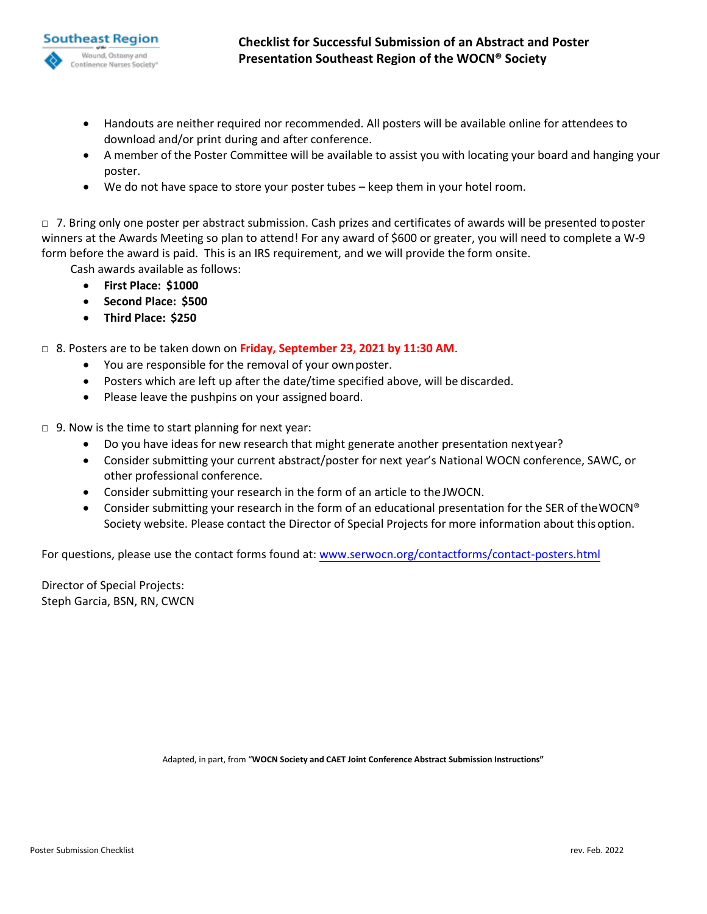- Handouts are neither required nor recommended. All posters will be available online for attendees to download and/or print during and after conference.
- A member of the Poster Committee will be available to assist you with locating your board and hanging your poster.
- We do not have space to store your poster tubes – keep them in your hotel room.

□ 7. Bring only one poster per abstract submission. Cash prizes and certificates of awards will be presented to poster winners at the Awards Meeting so plan to attend! For any award of $600 or greater, you will need to complete a W-9 form before the award is paid. This is an IRS requirement, and we will provide the form onsite.

Cash awards available as follows:

- **First Place: $1000**
- **Second Place: $500**
- **Third Place: $250**

□ 8. Posters are to be taken down on **Friday, September 23, 2021 by 11:30 AM**.

- You are responsible for the removal of your own poster.
- Posters which are left up after the date/time specified above, will be discarded.
- Please leave the pushpins on your assigned board.

□ 9. Now is the time to start planning for next year:

- Do you have ideas for new research that might generate another presentation next year?
- Consider submitting your current abstract/poster for next year's National WOCN conference, SAWC, or other professional conference.
- Consider submitting your research in the form of an article to the JWOCN.
- Consider submitting your research in the form of an educational presentation for the SER of the WOCN® Society website. Please contact the Director of Special Projects for more information about this option.

For questions, please use the contact forms found at: www.serwocn.org/contactforms/contact-posters.html

Director of Special Projects:
Steph Garcia, BSN, RN, CWCN

Adapted, in part, from "**WOCN Society and CAET Joint Conference Abstract Submission Instructions"**